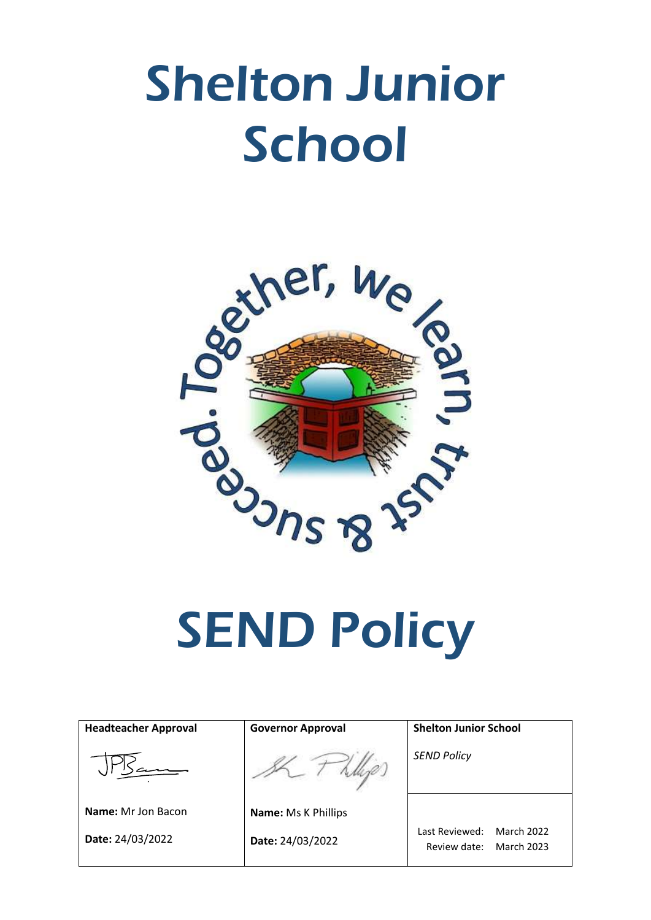# Shelton Junior School

Together, we learn, trust & succeed.

# SEND Policy

| Headteacher Approval | Governor Approval | Shelton Junior School |
|---|---|---|
| | | *SEND Policy* |
| **Name:** Mr Jon Bacon | **Name:** Ms K Phillips | |
| **Date:** 24/03/2022 | **Date:** 24/03/2022 | Last Reviewed: March 2022<br>Review date: March 2023 |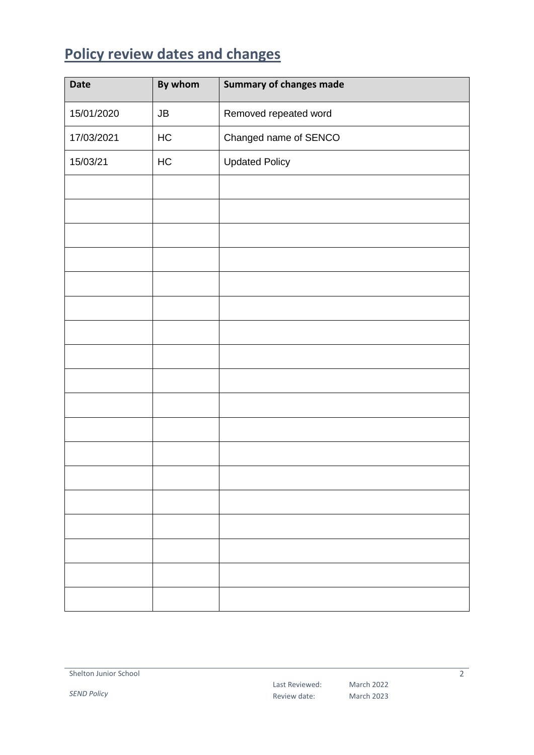## Policy review dates and changes

| Date | By whom | Summary of changes made |
|---|---|---|
| 15/01/2020 | JB | Removed repeated word |
| 17/03/2021 | HC | Changed name of SENCO |
| 15/03/21 | HC | Updated Policy |
| | | |
| | | |
| | | |
| | | |
| | | |
| | | |
| | | |
| | | |
| | | |
| | | |
| | | |
| | | |
| | | |
| | | |
| | | |
| | | |
| | | |
| | | |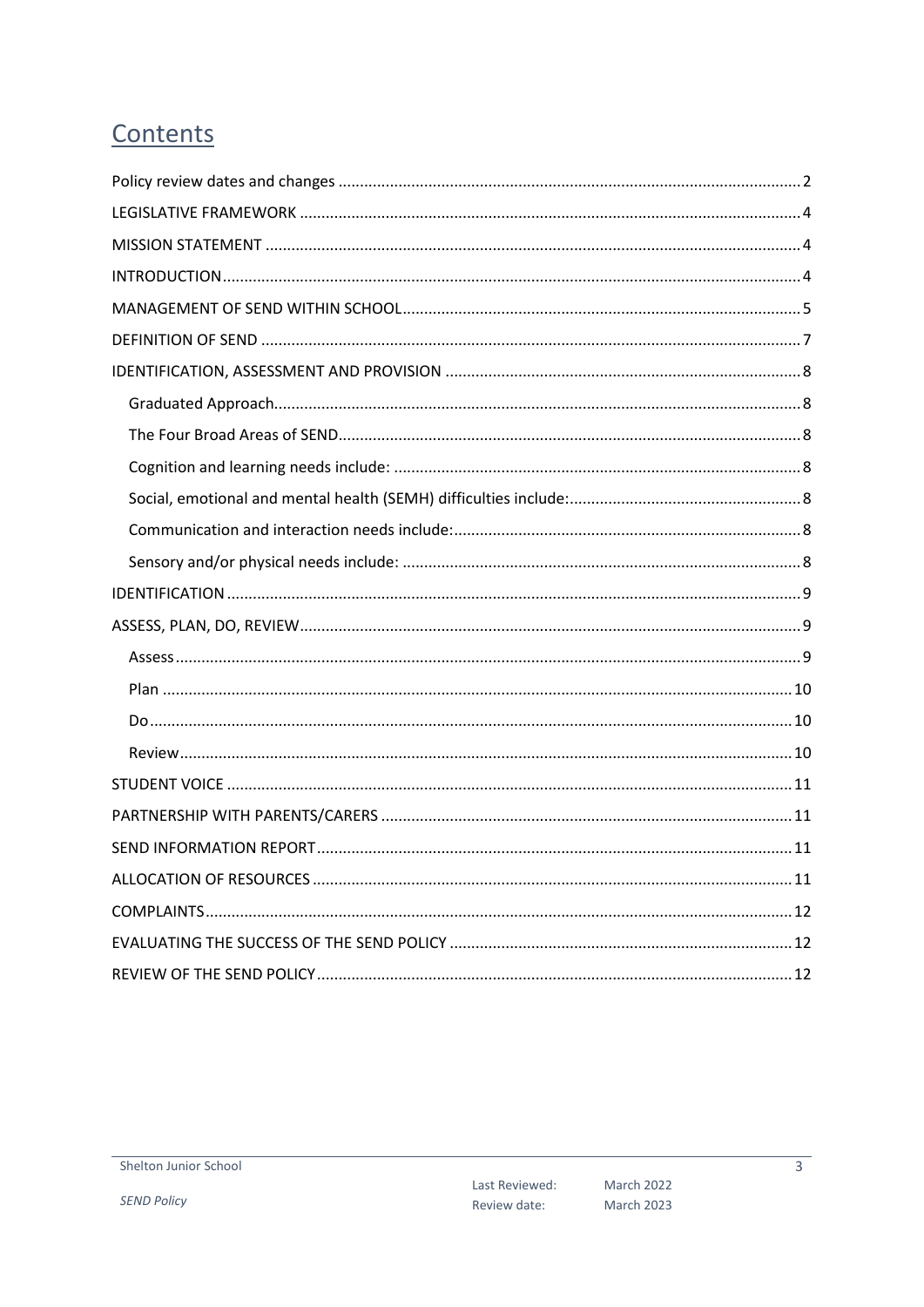# Contents

- Policy review dates and changes ..... 2
- LEGISLATIVE FRAMEWORK ..... 4
- MISSION STATEMENT ..... 4
- INTRODUCTION ..... 4
- MANAGEMENT OF SEND WITHIN SCHOOL ..... 5
- DEFINITION OF SEND ..... 7
- IDENTIFICATION, ASSESSMENT AND PROVISION ..... 8
  - Graduated Approach ..... 8
  - The Four Broad Areas of SEND ..... 8
  - Cognition and learning needs include: ..... 8
  - Social, emotional and mental health (SEMH) difficulties include: ..... 8
  - Communication and interaction needs include: ..... 8
  - Sensory and/or physical needs include: ..... 8
- IDENTIFICATION ..... 9
- ASSESS, PLAN, DO, REVIEW ..... 9
  - Assess ..... 9
  - Plan ..... 10
  - Do ..... 10
  - Review ..... 10
- STUDENT VOICE ..... 11
- PARTNERSHIP WITH PARENTS/CARERS ..... 11
- SEND INFORMATION REPORT ..... 11
- ALLOCATION OF RESOURCES ..... 11
- COMPLAINTS ..... 12
- EVALUATING THE SUCCESS OF THE SEND POLICY ..... 12
- REVIEW OF THE SEND POLICY ..... 12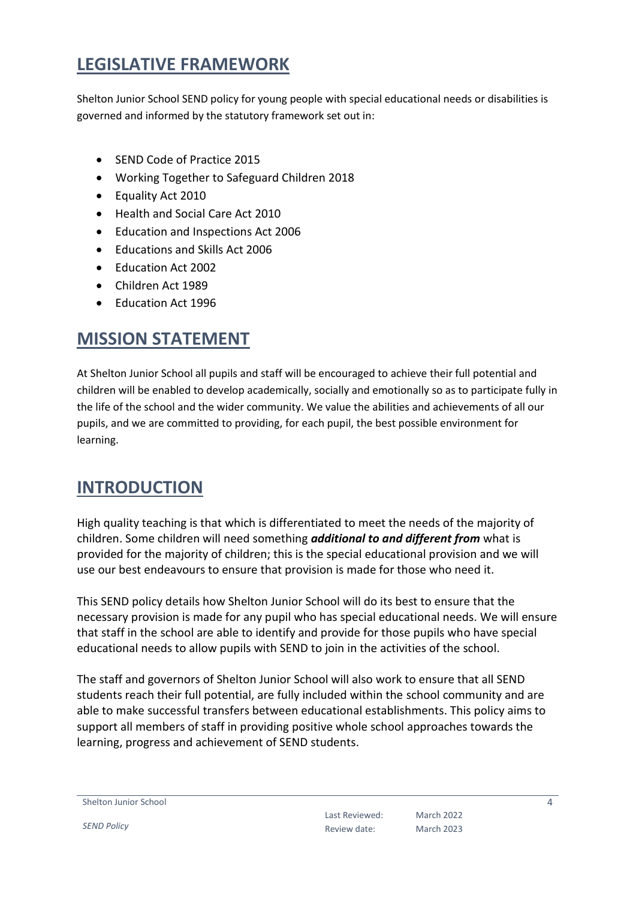## LEGISLATIVE FRAMEWORK

Shelton Junior School SEND policy for young people with special educational needs or disabilities is governed and informed by the statutory framework set out in:

- SEND Code of Practice 2015
- Working Together to Safeguard Children 2018
- Equality Act 2010
- Health and Social Care Act 2010
- Education and Inspections Act 2006
- Educations and Skills Act 2006
- Education Act 2002
- Children Act 1989
- Education Act 1996

## MISSION STATEMENT

At Shelton Junior School all pupils and staff will be encouraged to achieve their full potential and children will be enabled to develop academically, socially and emotionally so as to participate fully in the life of the school and the wider community. We value the abilities and achievements of all our pupils, and we are committed to providing, for each pupil, the best possible environment for learning.

## INTRODUCTION

High quality teaching is that which is differentiated to meet the needs of the majority of children. Some children will need something ***additional to and different from*** what is provided for the majority of children; this is the special educational provision and we will use our best endeavours to ensure that provision is made for those who need it.

This SEND policy details how Shelton Junior School will do its best to ensure that the necessary provision is made for any pupil who has special educational needs. We will ensure that staff in the school are able to identify and provide for those pupils who have special educational needs to allow pupils with SEND to join in the activities of the school.

The staff and governors of Shelton Junior School will also work to ensure that all SEND students reach their full potential, are fully included within the school community and are able to make successful transfers between educational establishments. This policy aims to support all members of staff in providing positive whole school approaches towards the learning, progress and achievement of SEND students.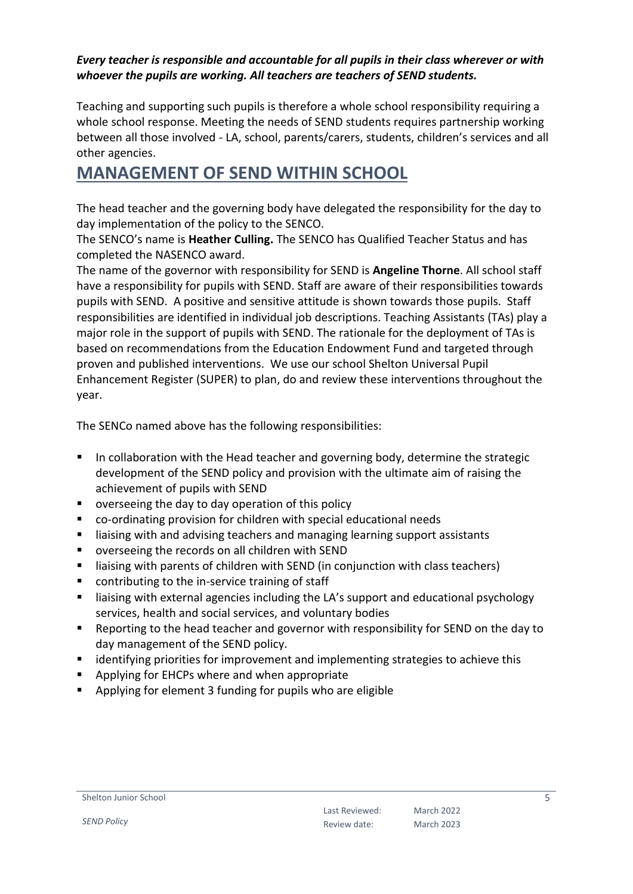***Every teacher is responsible and accountable for all pupils in their class wherever or with whoever the pupils are working. All teachers are teachers of SEND students.***

Teaching and supporting such pupils is therefore a whole school responsibility requiring a whole school response. Meeting the needs of SEND students requires partnership working between all those involved - LA, school, parents/carers, students, children's services and all other agencies.

## MANAGEMENT OF SEND WITHIN SCHOOL

The head teacher and the governing body have delegated the responsibility for the day to day implementation of the policy to the SENCO.

The SENCO's name is **Heather Culling.** The SENCO has Qualified Teacher Status and has completed the NASENCO award.

The name of the governor with responsibility for SEND is **Angeline Thorne**. All school staff have a responsibility for pupils with SEND. Staff are aware of their responsibilities towards pupils with SEND. A positive and sensitive attitude is shown towards those pupils. Staff responsibilities are identified in individual job descriptions. Teaching Assistants (TAs) play a major role in the support of pupils with SEND. The rationale for the deployment of TAs is based on recommendations from the Education Endowment Fund and targeted through proven and published interventions. We use our school Shelton Universal Pupil Enhancement Register (SUPER) to plan, do and review these interventions throughout the year.

The SENCo named above has the following responsibilities:

- In collaboration with the Head teacher and governing body, determine the strategic development of the SEND policy and provision with the ultimate aim of raising the achievement of pupils with SEND
- overseeing the day to day operation of this policy
- co-ordinating provision for children with special educational needs
- liaising with and advising teachers and managing learning support assistants
- overseeing the records on all children with SEND
- liaising with parents of children with SEND (in conjunction with class teachers)
- contributing to the in-service training of staff
- liaising with external agencies including the LA's support and educational psychology services, health and social services, and voluntary bodies
- Reporting to the head teacher and governor with responsibility for SEND on the day to day management of the SEND policy.
- identifying priorities for improvement and implementing strategies to achieve this
- Applying for EHCPs where and when appropriate
- Applying for element 3 funding for pupils who are eligible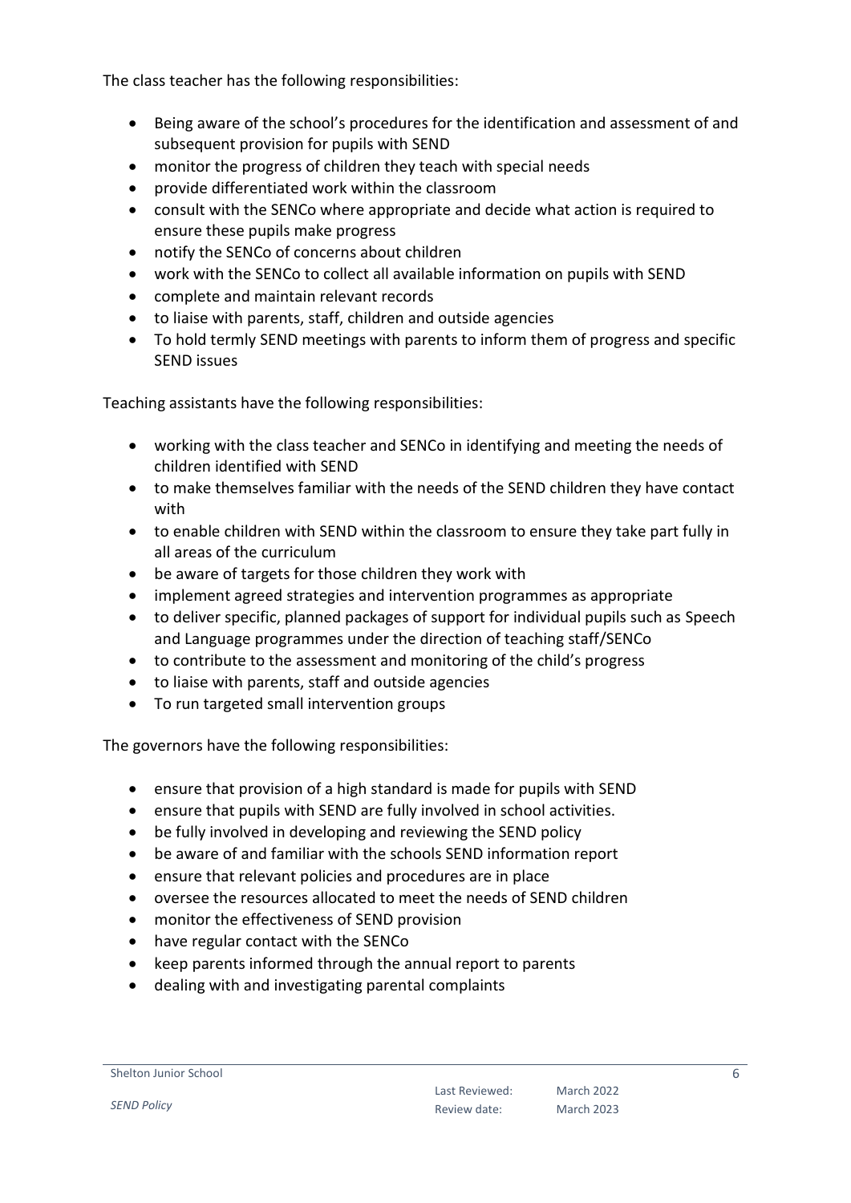The class teacher has the following responsibilities:

- Being aware of the school's procedures for the identification and assessment of and subsequent provision for pupils with SEND
- monitor the progress of children they teach with special needs
- provide differentiated work within the classroom
- consult with the SENCo where appropriate and decide what action is required to ensure these pupils make progress
- notify the SENCo of concerns about children
- work with the SENCo to collect all available information on pupils with SEND
- complete and maintain relevant records
- to liaise with parents, staff, children and outside agencies
- To hold termly SEND meetings with parents to inform them of progress and specific SEND issues

Teaching assistants have the following responsibilities:

- working with the class teacher and SENCo in identifying and meeting the needs of children identified with SEND
- to make themselves familiar with the needs of the SEND children they have contact with
- to enable children with SEND within the classroom to ensure they take part fully in all areas of the curriculum
- be aware of targets for those children they work with
- implement agreed strategies and intervention programmes as appropriate
- to deliver specific, planned packages of support for individual pupils such as Speech and Language programmes under the direction of teaching staff/SENCo
- to contribute to the assessment and monitoring of the child's progress
- to liaise with parents, staff and outside agencies
- To run targeted small intervention groups

The governors have the following responsibilities:

- ensure that provision of a high standard is made for pupils with SEND
- ensure that pupils with SEND are fully involved in school activities.
- be fully involved in developing and reviewing the SEND policy
- be aware of and familiar with the schools SEND information report
- ensure that relevant policies and procedures are in place
- oversee the resources allocated to meet the needs of SEND children
- monitor the effectiveness of SEND provision
- have regular contact with the SENCo
- keep parents informed through the annual report to parents
- dealing with and investigating parental complaints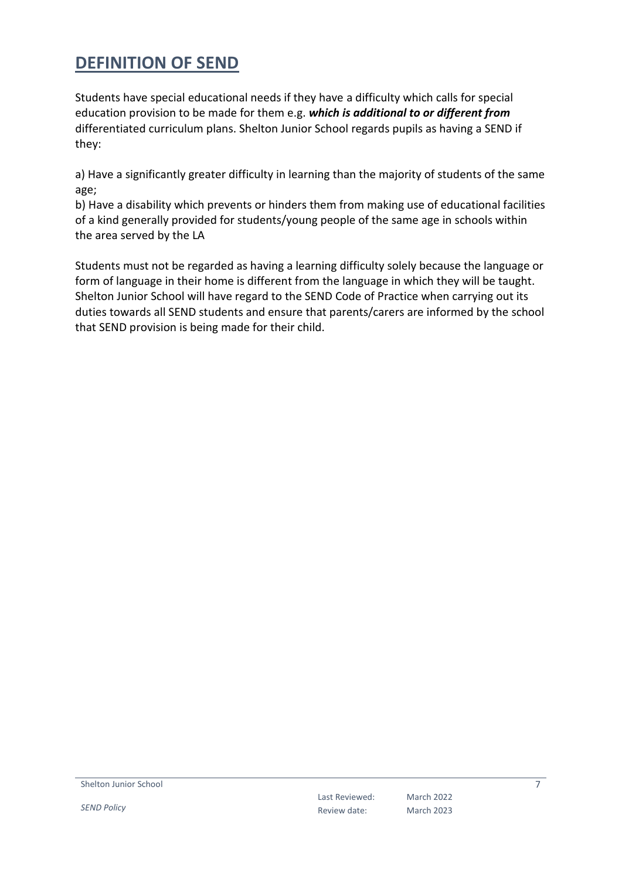## DEFINITION OF SEND

Students have special educational needs if they have a difficulty which calls for special education provision to be made for them e.g. ***which is additional to or different from*** differentiated curriculum plans. Shelton Junior School regards pupils as having a SEND if they:

a) Have a significantly greater difficulty in learning than the majority of students of the same age;
b) Have a disability which prevents or hinders them from making use of educational facilities of a kind generally provided for students/young people of the same age in schools within the area served by the LA

Students must not be regarded as having a learning difficulty solely because the language or form of language in their home is different from the language in which they will be taught. Shelton Junior School will have regard to the SEND Code of Practice when carrying out its duties towards all SEND students and ensure that parents/carers are informed by the school that SEND provision is being made for their child.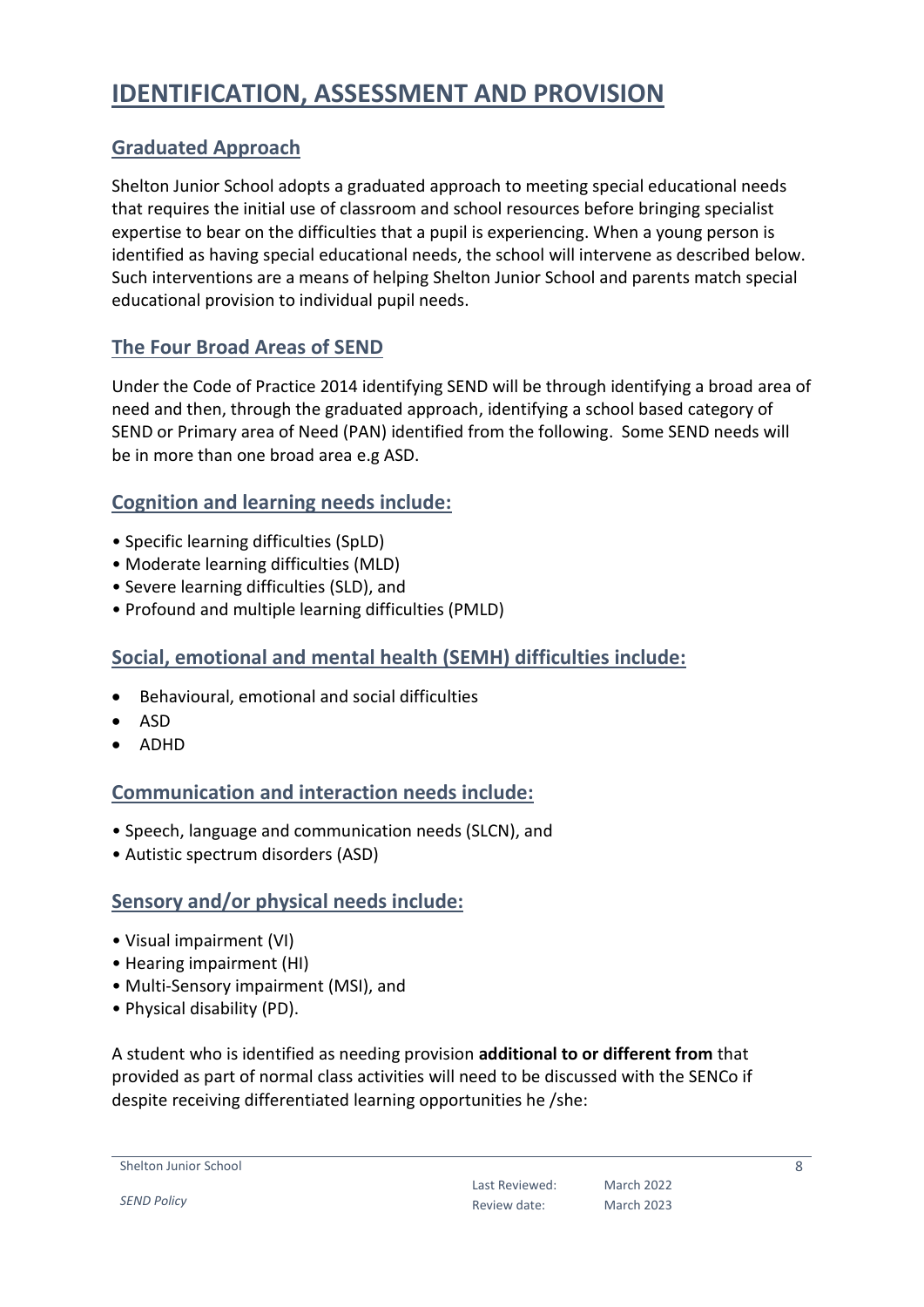# IDENTIFICATION, ASSESSMENT AND PROVISION

## Graduated Approach

Shelton Junior School adopts a graduated approach to meeting special educational needs that requires the initial use of classroom and school resources before bringing specialist expertise to bear on the difficulties that a pupil is experiencing. When a young person is identified as having special educational needs, the school will intervene as described below. Such interventions are a means of helping Shelton Junior School and parents match special educational provision to individual pupil needs.

## The Four Broad Areas of SEND

Under the Code of Practice 2014 identifying SEND will be through identifying a broad area of need and then, through the graduated approach, identifying a school based category of SEND or Primary area of Need (PAN) identified from the following. Some SEND needs will be in more than one broad area e.g ASD.

### Cognition and learning needs include:

- Specific learning difficulties (SpLD)
- Moderate learning difficulties (MLD)
- Severe learning difficulties (SLD), and
- Profound and multiple learning difficulties (PMLD)

### Social, emotional and mental health (SEMH) difficulties include:

- Behavioural, emotional and social difficulties
- ASD
- ADHD

### Communication and interaction needs include:

- Speech, language and communication needs (SLCN), and
- Autistic spectrum disorders (ASD)

### Sensory and/or physical needs include:

- Visual impairment (VI)
- Hearing impairment (HI)
- Multi-Sensory impairment (MSI), and
- Physical disability (PD).

A student who is identified as needing provision **additional to or different from** that provided as part of normal class activities will need to be discussed with the SENCo if despite receiving differentiated learning opportunities he /she: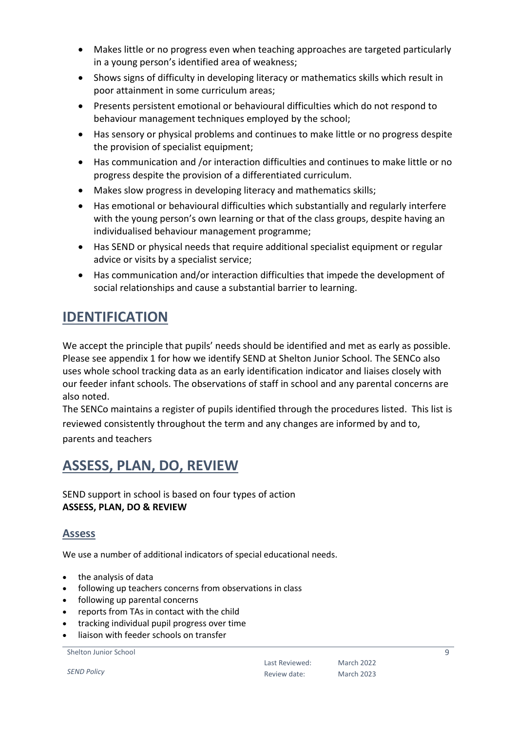- Makes little or no progress even when teaching approaches are targeted particularly in a young person's identified area of weakness;
- Shows signs of difficulty in developing literacy or mathematics skills which result in poor attainment in some curriculum areas;
- Presents persistent emotional or behavioural difficulties which do not respond to behaviour management techniques employed by the school;
- Has sensory or physical problems and continues to make little or no progress despite the provision of specialist equipment;
- Has communication and /or interaction difficulties and continues to make little or no progress despite the provision of a differentiated curriculum.
- Makes slow progress in developing literacy and mathematics skills;
- Has emotional or behavioural difficulties which substantially and regularly interfere with the young person's own learning or that of the class groups, despite having an individualised behaviour management programme;
- Has SEND or physical needs that require additional specialist equipment or regular advice or visits by a specialist service;
- Has communication and/or interaction difficulties that impede the development of social relationships and cause a substantial barrier to learning.

# IDENTIFICATION

We accept the principle that pupils' needs should be identified and met as early as possible. Please see appendix 1 for how we identify SEND at Shelton Junior School. The SENCo also uses whole school tracking data as an early identification indicator and liaises closely with our feeder infant schools. The observations of staff in school and any parental concerns are also noted.
The SENCo maintains a register of pupils identified through the procedures listed. This list is reviewed consistently throughout the term and any changes are informed by and to, parents and teachers

# ASSESS, PLAN, DO, REVIEW

SEND support in school is based on four types of action
**ASSESS, PLAN, DO & REVIEW**

## Assess

We use a number of additional indicators of special educational needs.

- the analysis of data
- following up teachers concerns from observations in class
- following up parental concerns
- reports from TAs in contact with the child
- tracking individual pupil progress over time
- liaison with feeder schools on transfer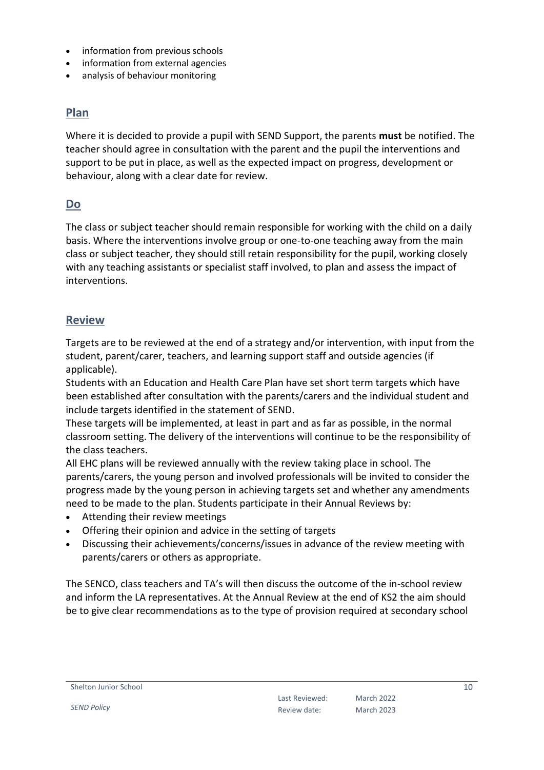- information from previous schools
- information from external agencies
- analysis of behaviour monitoring

## Plan

Where it is decided to provide a pupil with SEND Support, the parents **must** be notified. The teacher should agree in consultation with the parent and the pupil the interventions and support to be put in place, as well as the expected impact on progress, development or behaviour, along with a clear date for review.

## Do

The class or subject teacher should remain responsible for working with the child on a daily basis. Where the interventions involve group or one-to-one teaching away from the main class or subject teacher, they should still retain responsibility for the pupil, working closely with any teaching assistants or specialist staff involved, to plan and assess the impact of interventions.

## Review

Targets are to be reviewed at the end of a strategy and/or intervention, with input from the student, parent/carer, teachers, and learning support staff and outside agencies (if applicable).

Students with an Education and Health Care Plan have set short term targets which have been established after consultation with the parents/carers and the individual student and include targets identified in the statement of SEND.

These targets will be implemented, at least in part and as far as possible, in the normal classroom setting. The delivery of the interventions will continue to be the responsibility of the class teachers.

All EHC plans will be reviewed annually with the review taking place in school. The parents/carers, the young person and involved professionals will be invited to consider the progress made by the young person in achieving targets set and whether any amendments need to be made to the plan. Students participate in their Annual Reviews by:

- Attending their review meetings
- Offering their opinion and advice in the setting of targets
- Discussing their achievements/concerns/issues in advance of the review meeting with parents/carers or others as appropriate.

The SENCO, class teachers and TA's will then discuss the outcome of the in-school review and inform the LA representatives. At the Annual Review at the end of KS2 the aim should be to give clear recommendations as to the type of provision required at secondary school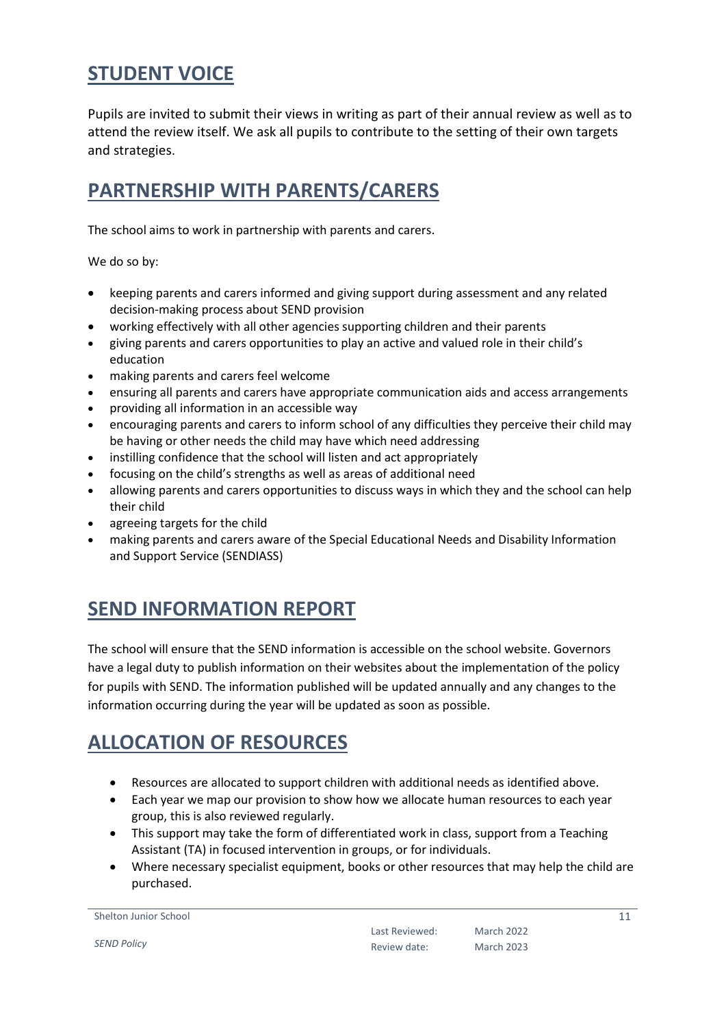## STUDENT VOICE

Pupils are invited to submit their views in writing as part of their annual review as well as to attend the review itself. We ask all pupils to contribute to the setting of their own targets and strategies.

## PARTNERSHIP WITH PARENTS/CARERS

The school aims to work in partnership with parents and carers.

We do so by:

- keeping parents and carers informed and giving support during assessment and any related decision-making process about SEND provision
- working effectively with all other agencies supporting children and their parents
- giving parents and carers opportunities to play an active and valued role in their child's education
- making parents and carers feel welcome
- ensuring all parents and carers have appropriate communication aids and access arrangements
- providing all information in an accessible way
- encouraging parents and carers to inform school of any difficulties they perceive their child may be having or other needs the child may have which need addressing
- instilling confidence that the school will listen and act appropriately
- focusing on the child's strengths as well as areas of additional need
- allowing parents and carers opportunities to discuss ways in which they and the school can help their child
- agreeing targets for the child
- making parents and carers aware of the Special Educational Needs and Disability Information and Support Service (SENDIASS)

## SEND INFORMATION REPORT

The school will ensure that the SEND information is accessible on the school website. Governors have a legal duty to publish information on their websites about the implementation of the policy for pupils with SEND. The information published will be updated annually and any changes to the information occurring during the year will be updated as soon as possible.

## ALLOCATION OF RESOURCES

- Resources are allocated to support children with additional needs as identified above.
- Each year we map our provision to show how we allocate human resources to each year group, this is also reviewed regularly.
- This support may take the form of differentiated work in class, support from a Teaching Assistant (TA) in focused intervention in groups, or for individuals.
- Where necessary specialist equipment, books or other resources that may help the child are purchased.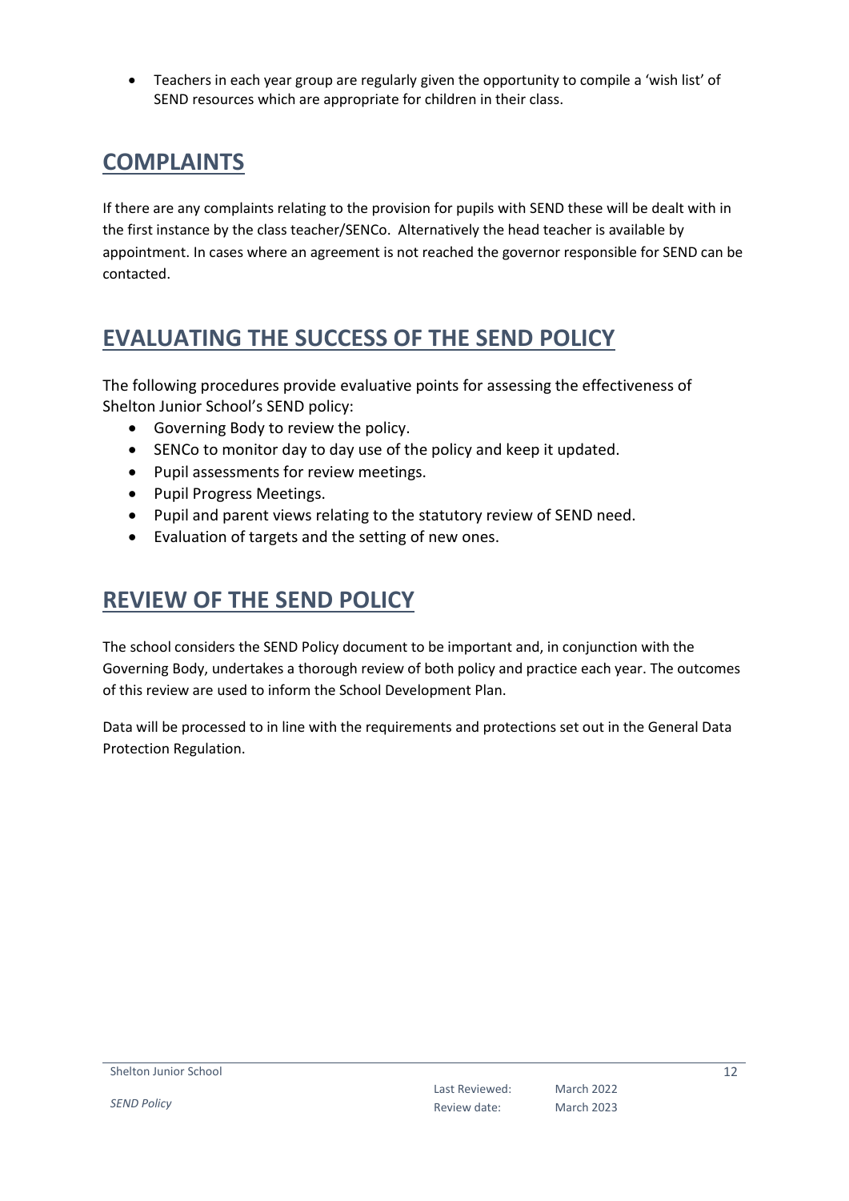- Teachers in each year group are regularly given the opportunity to compile a 'wish list' of SEND resources which are appropriate for children in their class.

## COMPLAINTS

If there are any complaints relating to the provision for pupils with SEND these will be dealt with in the first instance by the class teacher/SENCo. Alternatively the head teacher is available by appointment. In cases where an agreement is not reached the governor responsible for SEND can be contacted.

## EVALUATING THE SUCCESS OF THE SEND POLICY

The following procedures provide evaluative points for assessing the effectiveness of Shelton Junior School's SEND policy:

- Governing Body to review the policy.
- SENCo to monitor day to day use of the policy and keep it updated.
- Pupil assessments for review meetings.
- Pupil Progress Meetings.
- Pupil and parent views relating to the statutory review of SEND need.
- Evaluation of targets and the setting of new ones.

## REVIEW OF THE SEND POLICY

The school considers the SEND Policy document to be important and, in conjunction with the Governing Body, undertakes a thorough review of both policy and practice each year. The outcomes of this review are used to inform the School Development Plan.

Data will be processed to in line with the requirements and protections set out in the General Data Protection Regulation.